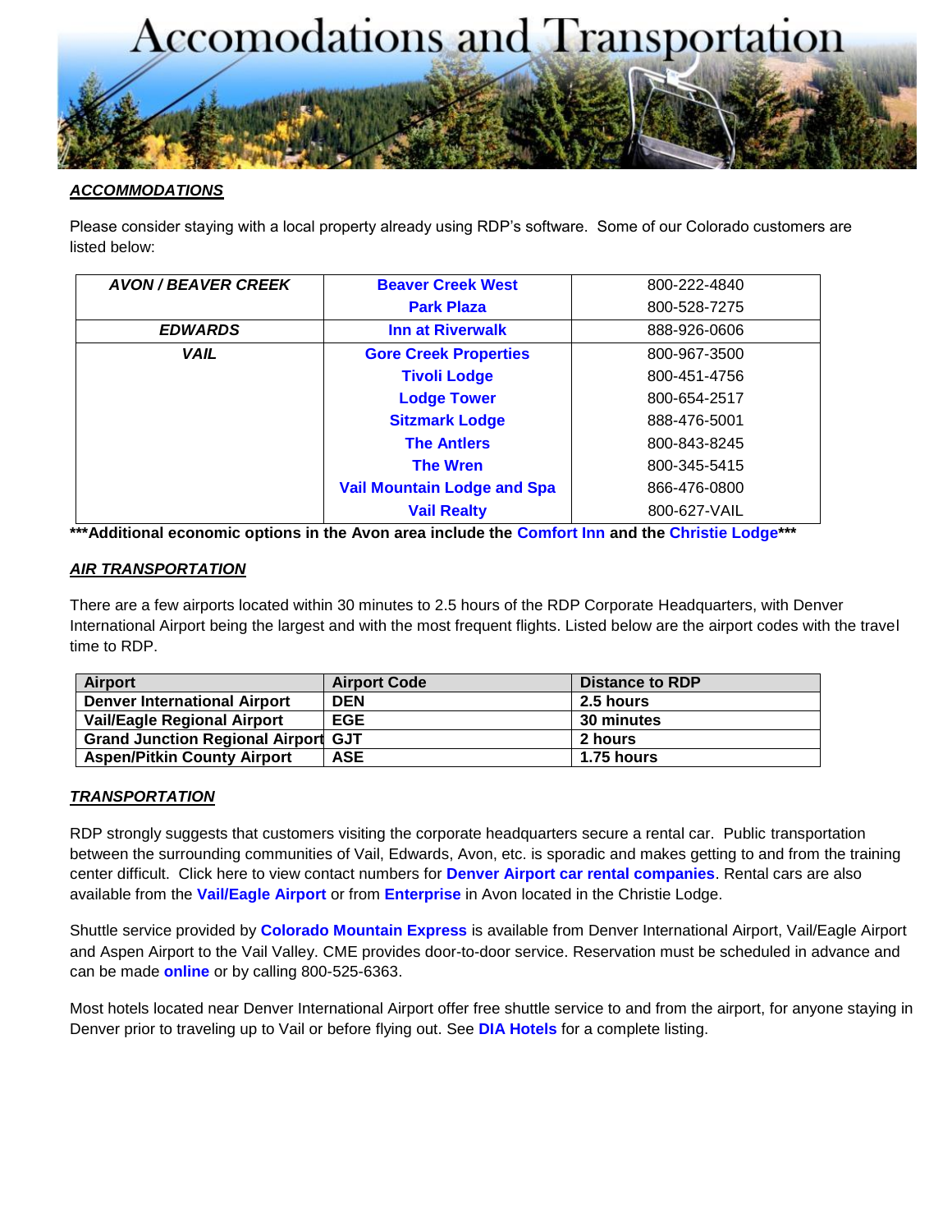# Accomodations and Transportation

***ACCOMMODATIONS***

Please consider staying with a local property already using RDP's software. Some of our Colorado customers are listed below:

| | | |
|---|---|---|
| ***AVON / BEAVER CREEK*** | **Beaver Creek West** | 800-222-4840 |
| | **Park Plaza** | 800-528-7275 |
| ***EDWARDS*** | **Inn at Riverwalk** | 888-926-0606 |
| ***VAIL*** | **Gore Creek Properties** | 800-967-3500 |
| | **Tivoli Lodge** | 800-451-4756 |
| | **Lodge Tower** | 800-654-2517 |
| | **Sitzmark Lodge** | 888-476-5001 |
| | **The Antlers** | 800-843-8245 |
| | **The Wren** | 800-345-5415 |
| | **Vail Mountain Lodge and Spa** | 866-476-0800 |
| | **Vail Realty** | 800-627-VAIL |

**\*\*\*Additional economic options in the Avon area include the Comfort Inn and the Christie Lodge\*\*\***

***AIR TRANSPORTATION***

There are a few airports located within 30 minutes to 2.5 hours of the RDP Corporate Headquarters, with Denver International Airport being the largest and with the most frequent flights. Listed below are the airport codes with the travel time to RDP.

| Airport | Airport Code | Distance to RDP |
|---|---|---|
| **Denver International Airport** | **DEN** | **2.5 hours** |
| **Vail/Eagle Regional Airport** | **EGE** | **30 minutes** |
| **Grand Junction Regional Airport** | **GJT** | **2 hours** |
| **Aspen/Pitkin County Airport** | **ASE** | **1.75 hours** |

***TRANSPORTATION***

RDP strongly suggests that customers visiting the corporate headquarters secure a rental car. Public transportation between the surrounding communities of Vail, Edwards, Avon, etc. is sporadic and makes getting to and from the training center difficult. Click here to view contact numbers for **Denver Airport car rental companies**. Rental cars are also available from the **Vail/Eagle Airport** or from **Enterprise** in Avon located in the Christie Lodge.

Shuttle service provided by **Colorado Mountain Express** is available from Denver International Airport, Vail/Eagle Airport and Aspen Airport to the Vail Valley. CME provides door-to-door service. Reservation must be scheduled in advance and can be made **online** or by calling 800-525-6363.

Most hotels located near Denver International Airport offer free shuttle service to and from the airport, for anyone staying in Denver prior to traveling up to Vail or before flying out. See **DIA Hotels** for a complete listing.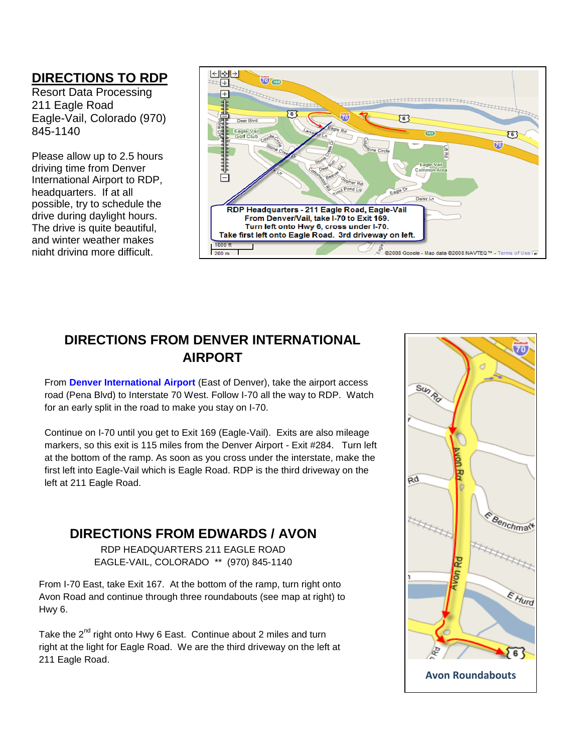## DIRECTIONS TO RDP

Resort Data Processing
211 Eagle Road
Eagle-Vail, Colorado (970) 845-1140

Please allow up to 2.5 hours driving time from Denver International Airport to RDP, headquarters. If at all possible, try to schedule the drive during daylight hours. The drive is quite beautiful, and winter weather makes night driving more difficult.

RDP Headquarters - 211 Eagle Road, Eagle-Vail
From Denver/Vail, take I-70 to Exit 169.
Turn left onto Hwy 6, cross under I-70.
Take first left onto Eagle Road. 3rd driveway on left.

## DIRECTIONS FROM DENVER INTERNATIONAL AIRPORT

From **Denver International Airport** (East of Denver), take the airport access road (Pena Blvd) to Interstate 70 West. Follow I-70 all the way to RDP. Watch for an early split in the road to make you stay on I-70.

Continue on I-70 until you get to Exit 169 (Eagle-Vail). Exits are also mileage markers, so this exit is 115 miles from the Denver Airport - Exit #284. Turn left at the bottom of the ramp. As soon as you cross under the interstate, make the first left into Eagle-Vail which is Eagle Road. RDP is the third driveway on the left at 211 Eagle Road.

## DIRECTIONS FROM EDWARDS / AVON

RDP HEADQUARTERS 211 EAGLE ROAD
EAGLE-VAIL, COLORADO ** (970) 845-1140

From I-70 East, take Exit 167. At the bottom of the ramp, turn right onto Avon Road and continue through three roundabouts (see map at right) to Hwy 6.

Take the 2nd right onto Hwy 6 East. Continue about 2 miles and turn right at the light for Eagle Road. We are the third driveway on the left at 211 Eagle Road.

Avon Roundabouts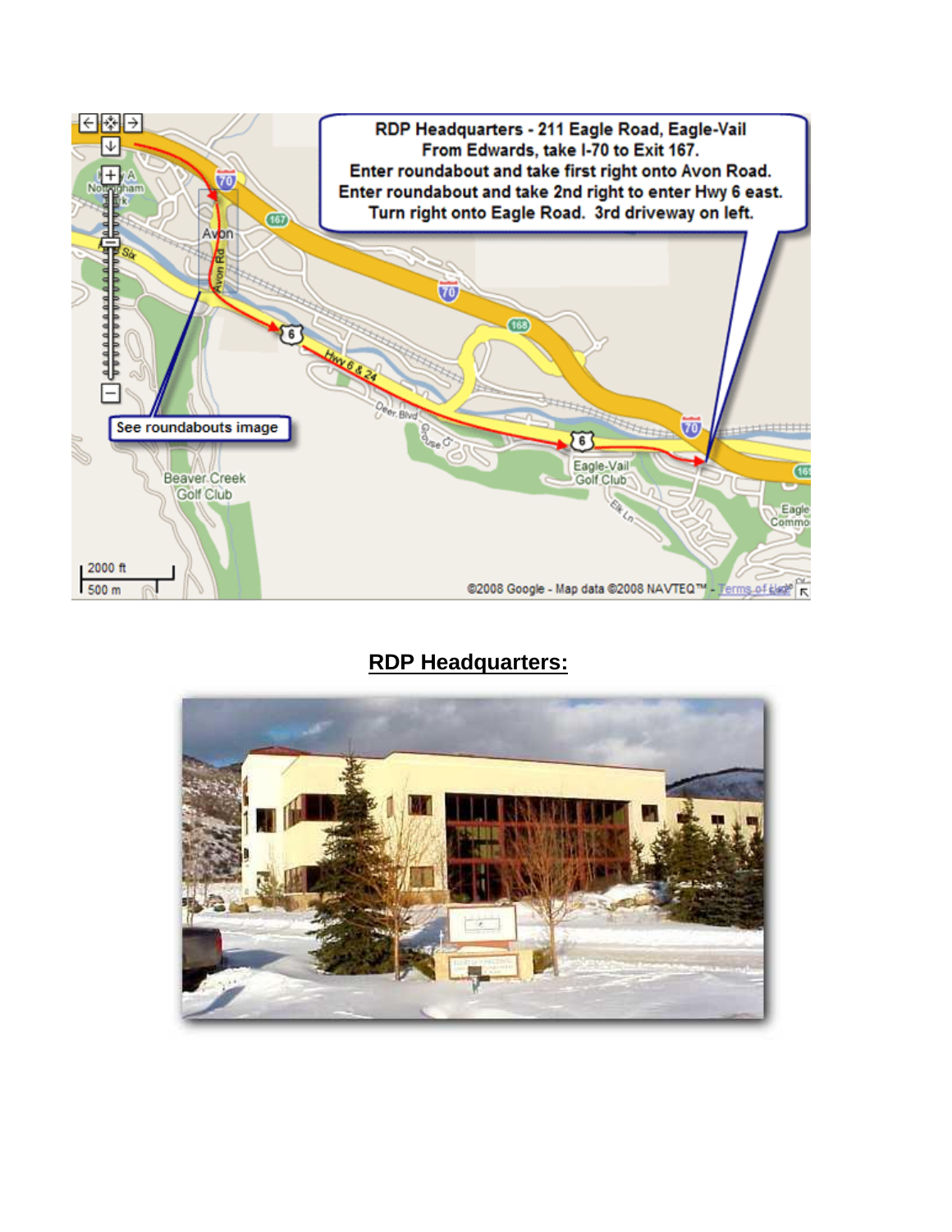RDP Headquarters - 211 Eagle Road, Eagle-Vail
From Edwards, take I-70 to Exit 167.
Enter roundabout and take first right onto Avon Road.
Enter roundabout and take 2nd right to enter Hwy 6 east.
Turn right onto Eagle Road. 3rd driveway on left.

See roundabouts image

Avon
Avon Rd
Hwy 6 & 24
Deer Blvd
Grouse Ct
Beaver Creek Golf Club
Eagle-Vail Golf Club
Elk Ln
Eagle Common
70
167
168
6
2000 ft
500 m
©2008 Google - Map data ©2008 NAVTEQ™ - Terms of Use

## RDP Headquarters: